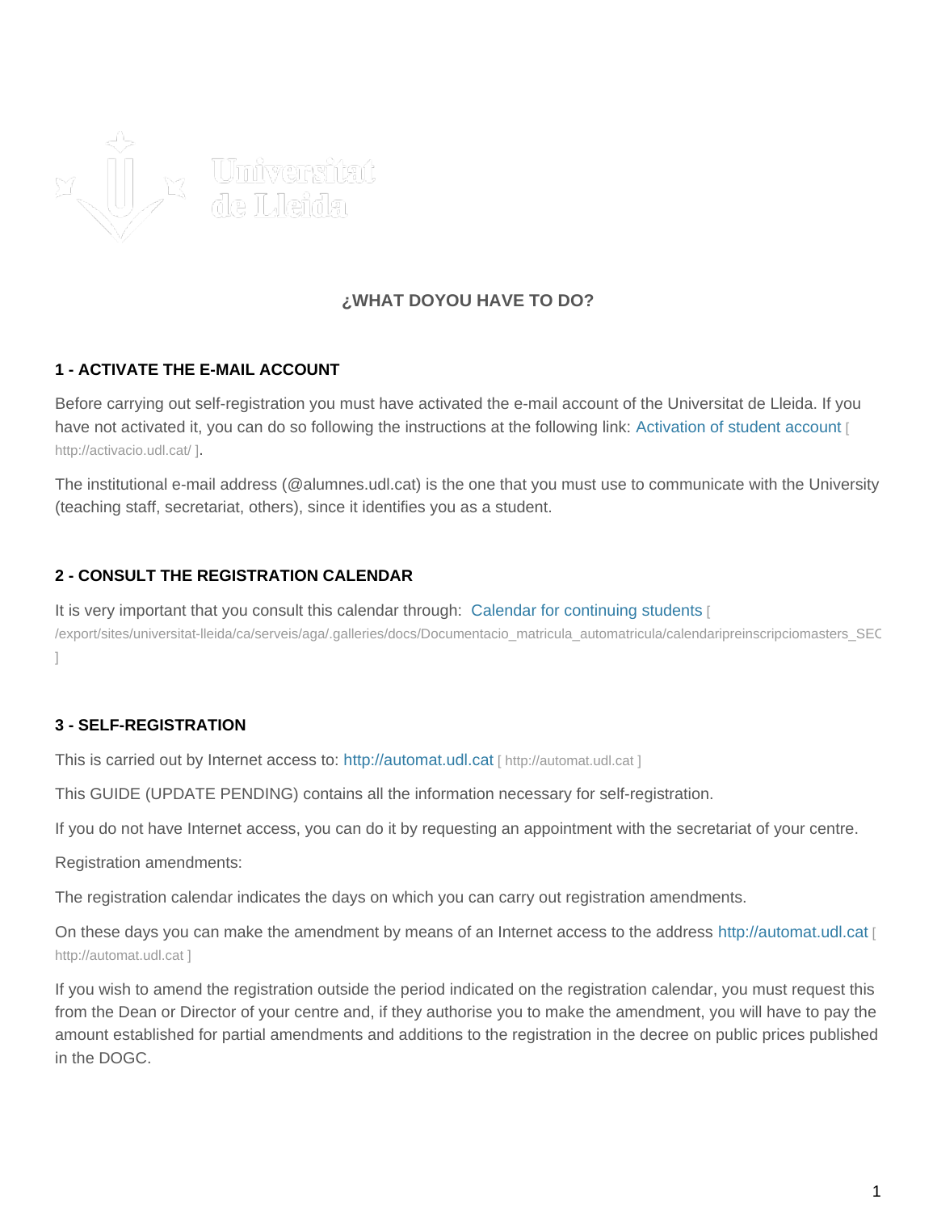## ¿WHAT DOYOU HAVE TO DO?

### 1 - ACTIVATE THE E-MAIL ACCOUNT

Before carrying out self-registration you must have activated the e-mail account of the Universitat de Lleida. If you have not activated it, you can do so following the instructions at the following link: Activation of student account [ http://activacio.udl.cat/ ].

The institutional e-mail address (@alumnes.udl.cat) is the one that you must use to communicate with the University (teaching staff, secretariat, others), since it identifies you as a student.

### 2 - CONSULT THE REGISTRATION CALENDAR

It is very important that you consult this calendar through: Calendar for continuing students [ /export/sites/universitat-lleida/ca/serveis/aga/.galleries/docs/Documentacio_matricula_automatricula/calendaripreinscripciomasters_SEC ]

### 3 - SELF-REGISTRATION

This is carried out by Internet access to: http://automat.udl.cat [ http://automat.udl.cat ]

This GUIDE (UPDATE PENDING) contains all the information necessary for self-registration.

If you do not have Internet access, you can do it by requesting an appointment with the secretariat of your centre.

Registration amendments:

The registration calendar indicates the days on which you can carry out registration amendments.

On these days you can make the amendment by means of an Internet access to the address http://automat.udl.cat [ http://automat.udl.cat ]

If you wish to amend the registration outside the period indicated on the registration calendar, you must request this from the Dean or Director of your centre and, if they authorise you to make the amendment, you will have to pay the amount established for partial amendments and additions to the registration in the decree on public prices published in the DOGC.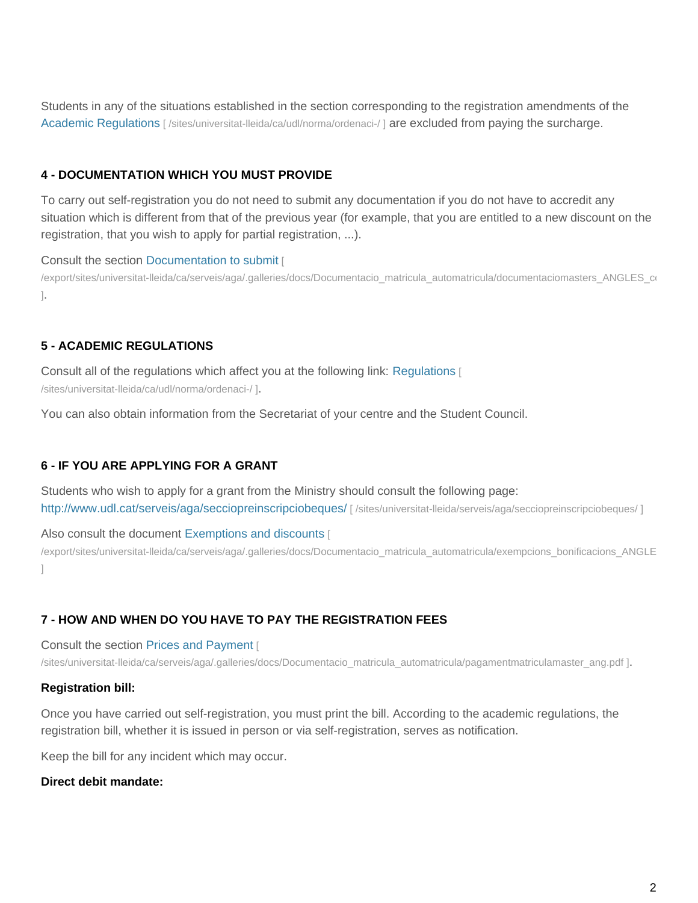Students in any of the situations established in the section corresponding to the registration amendments of the Academic Regulations [ /sites/universitat-lleida/ca/udl/norma/ordenaci-/ ] are excluded from paying the surcharge.

#### 4 - DOCUMENTATION WHICH YOU MUST PROVIDE

To carry out self-registration you do not need to submit any documentation if you do not have to accredit any situation which is different from that of the previous year (for example, that you are entitled to a new discount on the registration, that you wish to apply for partial registration, ...).

Consult the section Documentation to submit [ /export/sites/universitat-lleida/ca/serveis/aga/.galleries/docs/Documentacio_matricula_automatricula/documentaciomasters_ANGLES_c ].

#### 5 - ACADEMIC REGULATIONS

Consult all of the regulations which affect you at the following link: Regulations [ /sites/universitat-lleida/ca/udl/norma/ordenaci-/ ].

You can also obtain information from the Secretariat of your centre and the Student Council.

#### 6 - IF YOU ARE APPLYING FOR A GRANT

Students who wish to apply for a grant from the Ministry should consult the following page: http://www.udl.cat/serveis/aga/secciopreinscripciobeques/ [ /sites/universitat-lleida/serveis/aga/secciopreinscripciobeques/ ]

Also consult the document Exemptions and discounts [ /export/sites/universitat-lleida/ca/serveis/aga/.galleries/docs/Documentacio_matricula_automatricula/exempcions_bonificacions_ANGLE ]

#### 7 - HOW AND WHEN DO YOU HAVE TO PAY THE REGISTRATION FEES

Consult the section Prices and Payment [ /sites/universitat-lleida/ca/serveis/aga/.galleries/docs/Documentacio_matricula_automatricula/pagamentmatriculamaster_ang.pdf ].

**Registration bill:**

Once you have carried out self-registration, you must print the bill. According to the academic regulations, the registration bill, whether it is issued in person or via self-registration, serves as notification.

Keep the bill for any incident which may occur.

**Direct debit mandate:**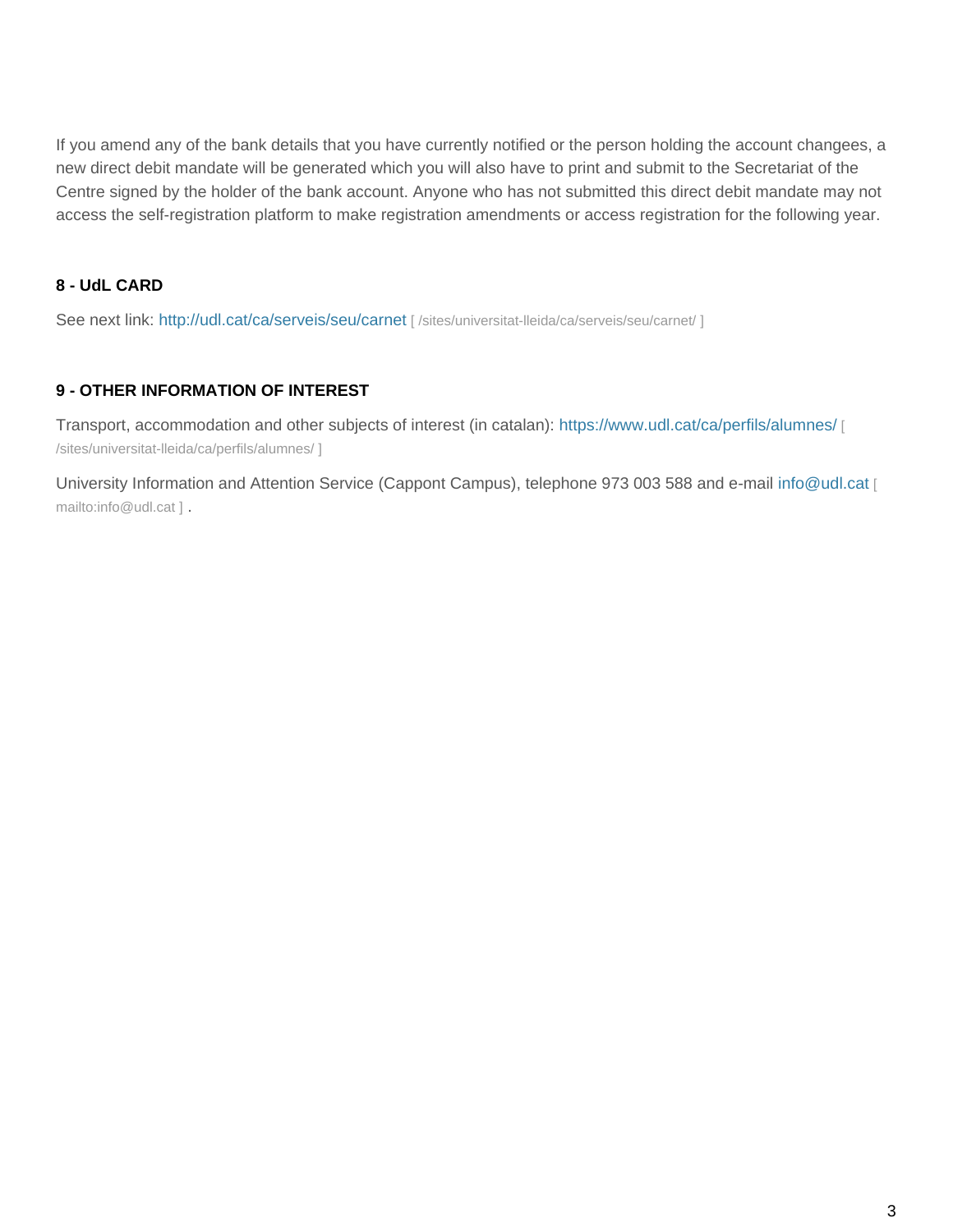If you amend any of the bank details that you have currently notified or the person holding the account changees, a new direct debit mandate will be generated which you will also have to print and submit to the Secretariat of the Centre signed by the holder of the bank account. Anyone who has not submitted this direct debit mandate may not access the self-registration platform to make registration amendments or access registration for the following year.

#### 8 - UdL CARD

See next link: http://udl.cat/ca/serveis/seu/carnet [ /sites/universitat-lleida/ca/serveis/seu/carnet/ ]

#### 9 - OTHER INFORMATION OF INTEREST

Transport, accommodation and other subjects of interest (in catalan): https://www.udl.cat/ca/perfils/alumnes/ [ /sites/universitat-lleida/ca/perfils/alumnes/ ]

University Information and Attention Service (Cappont Campus), telephone 973 003 588 and e-mail info@udl.cat [ mailto:info@udl.cat ] .